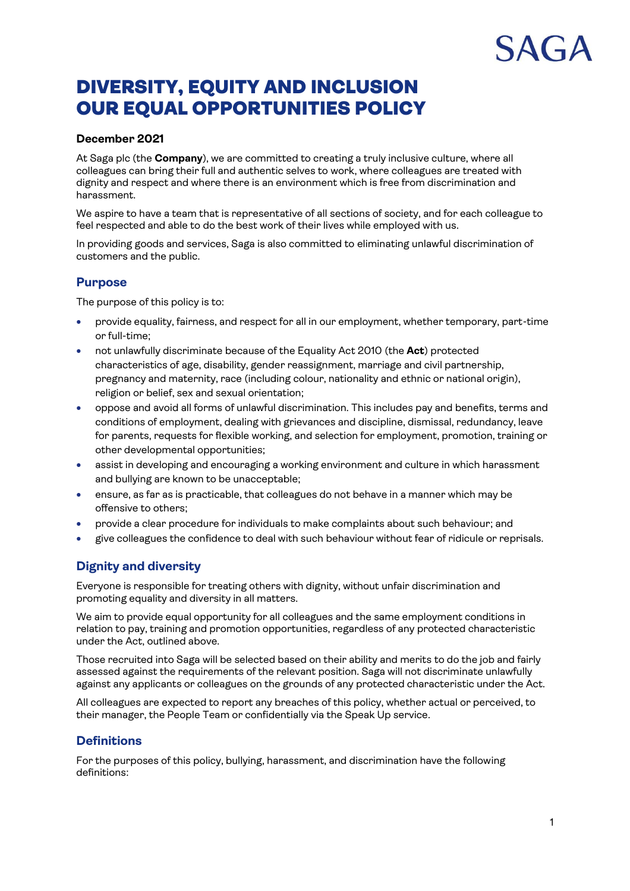# DIVERSITY, EQUITY AND INCLUSION
# OUR EQUAL OPPORTUNITIES POLICY

**December 2021**

At Saga plc (the **Company**), we are committed to creating a truly inclusive culture, where all colleagues can bring their full and authentic selves to work, where colleagues are treated with dignity and respect and where there is an environment which is free from discrimination and harassment.

We aspire to have a team that is representative of all sections of society, and for each colleague to feel respected and able to do the best work of their lives while employed with us.

In providing goods and services, Saga is also committed to eliminating unlawful discrimination of customers and the public.

## Purpose

The purpose of this policy is to:

- provide equality, fairness, and respect for all in our employment, whether temporary, part-time or full-time;
- not unlawfully discriminate because of the Equality Act 2010 (the **Act**) protected characteristics of age, disability, gender reassignment, marriage and civil partnership, pregnancy and maternity, race (including colour, nationality and ethnic or national origin), religion or belief, sex and sexual orientation;
- oppose and avoid all forms of unlawful discrimination. This includes pay and benefits, terms and conditions of employment, dealing with grievances and discipline, dismissal, redundancy, leave for parents, requests for flexible working, and selection for employment, promotion, training or other developmental opportunities;
- assist in developing and encouraging a working environment and culture in which harassment and bullying are known to be unacceptable;
- ensure, as far as is practicable, that colleagues do not behave in a manner which may be offensive to others;
- provide a clear procedure for individuals to make complaints about such behaviour; and
- give colleagues the confidence to deal with such behaviour without fear of ridicule or reprisals.

## Dignity and diversity

Everyone is responsible for treating others with dignity, without unfair discrimination and promoting equality and diversity in all matters.

We aim to provide equal opportunity for all colleagues and the same employment conditions in relation to pay, training and promotion opportunities, regardless of any protected characteristic under the Act, outlined above.

Those recruited into Saga will be selected based on their ability and merits to do the job and fairly assessed against the requirements of the relevant position. Saga will not discriminate unlawfully against any applicants or colleagues on the grounds of any protected characteristic under the Act.

All colleagues are expected to report any breaches of this policy, whether actual or perceived, to their manager, the People Team or confidentially via the Speak Up service.

## Definitions

For the purposes of this policy, bullying, harassment, and discrimination have the following definitions: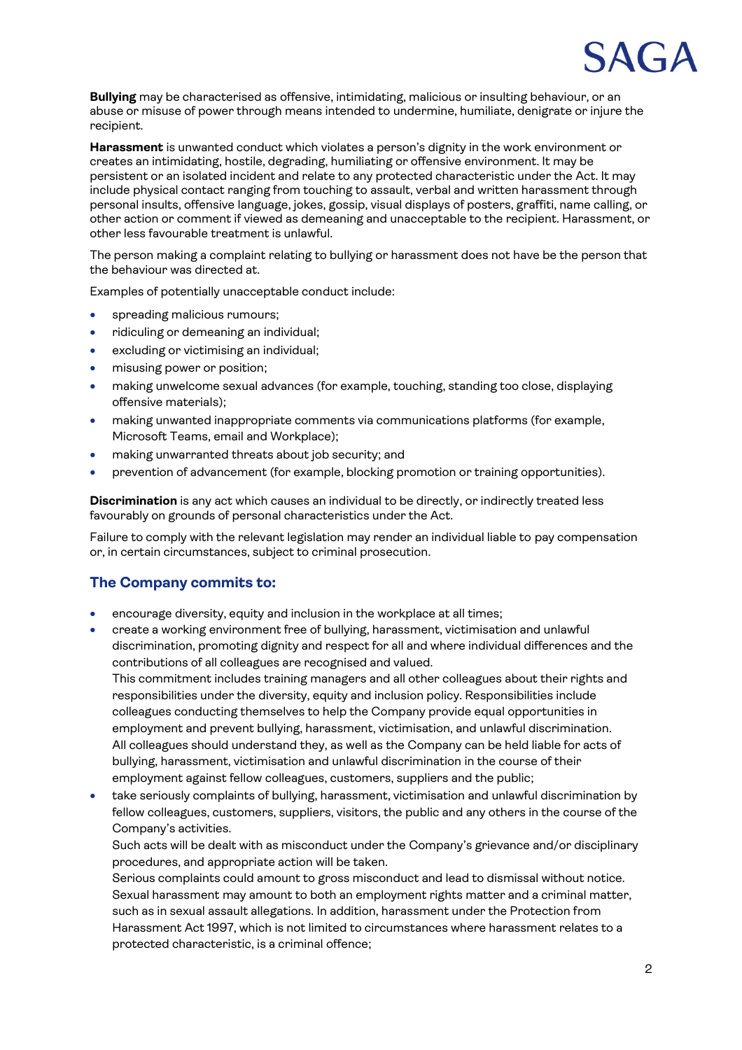**Bullying** may be characterised as offensive, intimidating, malicious or insulting behaviour, or an abuse or misuse of power through means intended to undermine, humiliate, denigrate or injure the recipient.

**Harassment** is unwanted conduct which violates a person's dignity in the work environment or creates an intimidating, hostile, degrading, humiliating or offensive environment. It may be persistent or an isolated incident and relate to any protected characteristic under the Act. It may include physical contact ranging from touching to assault, verbal and written harassment through personal insults, offensive language, jokes, gossip, visual displays of posters, graffiti, name calling, or other action or comment if viewed as demeaning and unacceptable to the recipient. Harassment, or other less favourable treatment is unlawful.

The person making a complaint relating to bullying or harassment does not have be the person that the behaviour was directed at.

Examples of potentially unacceptable conduct include:

- spreading malicious rumours;
- ridiculing or demeaning an individual;
- excluding or victimising an individual;
- misusing power or position;
- making unwelcome sexual advances (for example, touching, standing too close, displaying offensive materials);
- making unwanted inappropriate comments via communications platforms (for example, Microsoft Teams, email and Workplace);
- making unwarranted threats about job security; and
- prevention of advancement (for example, blocking promotion or training opportunities).

**Discrimination** is any act which causes an individual to be directly, or indirectly treated less favourably on grounds of personal characteristics under the Act.

Failure to comply with the relevant legislation may render an individual liable to pay compensation or, in certain circumstances, subject to criminal prosecution.

## The Company commits to:

- encourage diversity, equity and inclusion in the workplace at all times;
- create a working environment free of bullying, harassment, victimisation and unlawful discrimination, promoting dignity and respect for all and where individual differences and the contributions of all colleagues are recognised and valued.
  This commitment includes training managers and all other colleagues about their rights and responsibilities under the diversity, equity and inclusion policy. Responsibilities include colleagues conducting themselves to help the Company provide equal opportunities in employment and prevent bullying, harassment, victimisation, and unlawful discrimination.
  All colleagues should understand they, as well as the Company can be held liable for acts of bullying, harassment, victimisation and unlawful discrimination in the course of their employment against fellow colleagues, customers, suppliers and the public;
- take seriously complaints of bullying, harassment, victimisation and unlawful discrimination by fellow colleagues, customers, suppliers, visitors, the public and any others in the course of the Company's activities.
  Such acts will be dealt with as misconduct under the Company's grievance and/or disciplinary procedures, and appropriate action will be taken.
  Serious complaints could amount to gross misconduct and lead to dismissal without notice.
  Sexual harassment may amount to both an employment rights matter and a criminal matter, such as in sexual assault allegations. In addition, harassment under the Protection from Harassment Act 1997, which is not limited to circumstances where harassment relates to a protected characteristic, is a criminal offence;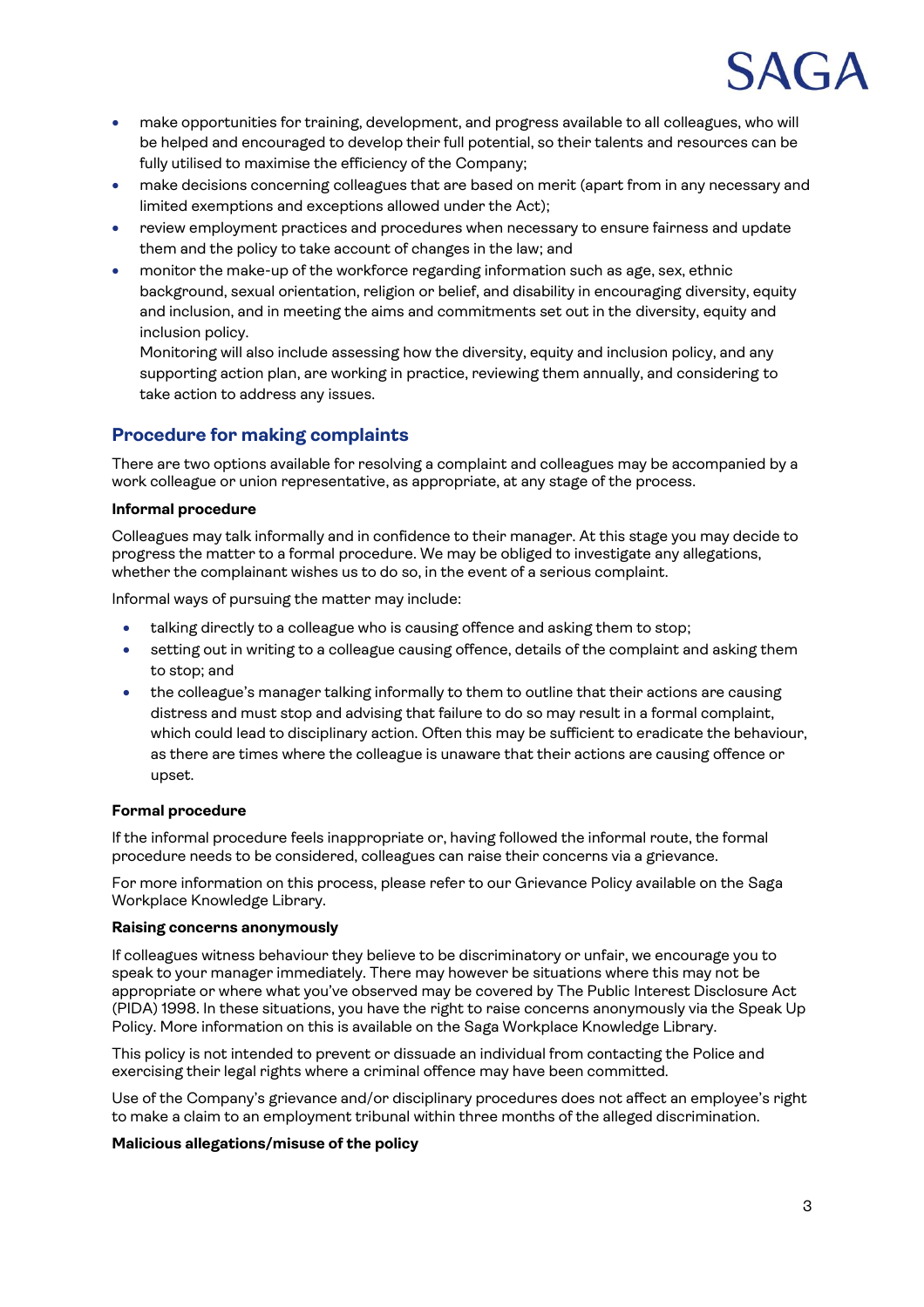- make opportunities for training, development, and progress available to all colleagues, who will be helped and encouraged to develop their full potential, so their talents and resources can be fully utilised to maximise the efficiency of the Company;
- make decisions concerning colleagues that are based on merit (apart from in any necessary and limited exemptions and exceptions allowed under the Act);
- review employment practices and procedures when necessary to ensure fairness and update them and the policy to take account of changes in the law; and
- monitor the make-up of the workforce regarding information such as age, sex, ethnic background, sexual orientation, religion or belief, and disability in encouraging diversity, equity and inclusion, and in meeting the aims and commitments set out in the diversity, equity and inclusion policy.
  Monitoring will also include assessing how the diversity, equity and inclusion policy, and any supporting action plan, are working in practice, reviewing them annually, and considering to take action to address any issues.

## Procedure for making complaints

There are two options available for resolving a complaint and colleagues may be accompanied by a work colleague or union representative, as appropriate, at any stage of the process.

**Informal procedure**

Colleagues may talk informally and in confidence to their manager. At this stage you may decide to progress the matter to a formal procedure. We may be obliged to investigate any allegations, whether the complainant wishes us to do so, in the event of a serious complaint.

Informal ways of pursuing the matter may include:

- talking directly to a colleague who is causing offence and asking them to stop;
- setting out in writing to a colleague causing offence, details of the complaint and asking them to stop; and
- the colleague's manager talking informally to them to outline that their actions are causing distress and must stop and advising that failure to do so may result in a formal complaint, which could lead to disciplinary action. Often this may be sufficient to eradicate the behaviour, as there are times where the colleague is unaware that their actions are causing offence or upset.

**Formal procedure**

If the informal procedure feels inappropriate or, having followed the informal route, the formal procedure needs to be considered, colleagues can raise their concerns via a grievance.

For more information on this process, please refer to our Grievance Policy available on the Saga Workplace Knowledge Library.

**Raising concerns anonymously**

If colleagues witness behaviour they believe to be discriminatory or unfair, we encourage you to speak to your manager immediately. There may however be situations where this may not be appropriate or where what you've observed may be covered by The Public Interest Disclosure Act (PIDA) 1998. In these situations, you have the right to raise concerns anonymously via the Speak Up Policy. More information on this is available on the Saga Workplace Knowledge Library.

This policy is not intended to prevent or dissuade an individual from contacting the Police and exercising their legal rights where a criminal offence may have been committed.

Use of the Company's grievance and/or disciplinary procedures does not affect an employee's right to make a claim to an employment tribunal within three months of the alleged discrimination.

**Malicious allegations/misuse of the policy**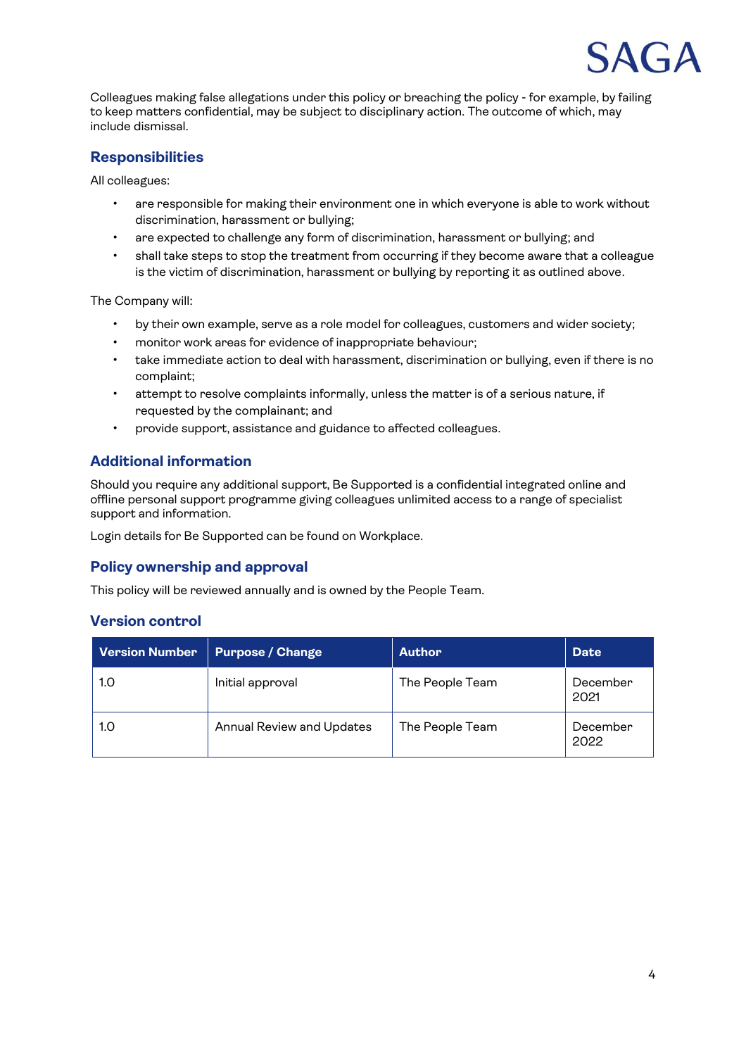Colleagues making false allegations under this policy or breaching the policy - for example, by failing to keep matters confidential, may be subject to disciplinary action. The outcome of which, may include dismissal.

## Responsibilities

All colleagues:

- are responsible for making their environment one in which everyone is able to work without discrimination, harassment or bullying;
- are expected to challenge any form of discrimination, harassment or bullying; and
- shall take steps to stop the treatment from occurring if they become aware that a colleague is the victim of discrimination, harassment or bullying by reporting it as outlined above.

The Company will:

- by their own example, serve as a role model for colleagues, customers and wider society;
- monitor work areas for evidence of inappropriate behaviour;
- take immediate action to deal with harassment, discrimination or bullying, even if there is no complaint;
- attempt to resolve complaints informally, unless the matter is of a serious nature, if requested by the complainant; and
- provide support, assistance and guidance to affected colleagues.

## Additional information

Should you require any additional support, Be Supported is a confidential integrated online and offline personal support programme giving colleagues unlimited access to a range of specialist support and information.

Login details for Be Supported can be found on Workplace.

## Policy ownership and approval

This policy will be reviewed annually and is owned by the People Team.

## Version control

| Version Number | Purpose / Change | Author | Date |
|---|---|---|---|
| 1.0 | Initial approval | The People Team | December 2021 |
| 1.0 | Annual Review and Updates | The People Team | December 2022 |